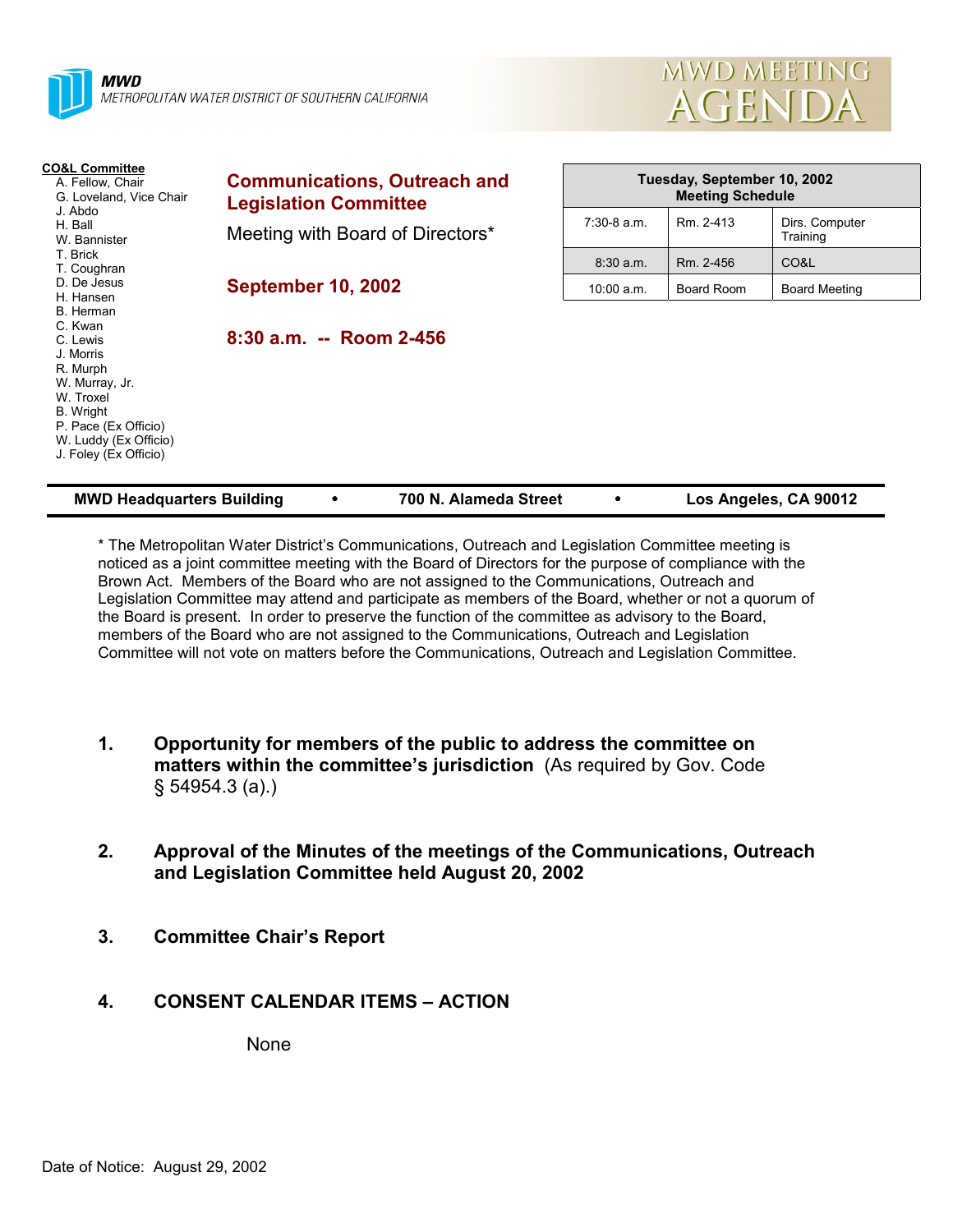**MWD**
METROPOLITAN WATER DISTRICT OF SOUTHERN CALIFORNIA

MWD MEETING AGENDA

**CO&L Committee**
A. Fellow, Chair
G. Loveland, Vice Chair
J. Abdo
H. Ball
W. Bannister
T. Brick
T. Coughran
D. De Jesus
H. Hansen
B. Herman
C. Kwan
C. Lewis
J. Morris
R. Murph
W. Murray, Jr.
W. Troxel
B. Wright
P. Pace (Ex Officio)
W. Luddy (Ex Officio)
J. Foley (Ex Officio)

## Communications, Outreach and Legislation Committee

Meeting with Board of Directors*

**September 10, 2002**

**8:30 a.m. -- Room 2-456**

| Tuesday, September 10, 2002 Meeting Schedule | | |
|---|---|---|
| 7:30-8 a.m. | Rm. 2-413 | Dirs. Computer Training |
| 8:30 a.m. | Rm. 2-456 | CO&L |
| 10:00 a.m. | Board Room | Board Meeting |

**MWD Headquarters Building • 700 N. Alameda Street • Los Angeles, CA 90012**

* The Metropolitan Water District's Communications, Outreach and Legislation Committee meeting is noticed as a joint committee meeting with the Board of Directors for the purpose of compliance with the Brown Act. Members of the Board who are not assigned to the Communications, Outreach and Legislation Committee may attend and participate as members of the Board, whether or not a quorum of the Board is present. In order to preserve the function of the committee as advisory to the Board, members of the Board who are not assigned to the Communications, Outreach and Legislation Committee will not vote on matters before the Communications, Outreach and Legislation Committee.

1. **Opportunity for members of the public to address the committee on matters within the committee's jurisdiction** (As required by Gov. Code § 54954.3 (a).)

2. **Approval of the Minutes of the meetings of the Communications, Outreach and Legislation Committee held August 20, 2002**

3. **Committee Chair's Report**

4. **CONSENT CALENDAR ITEMS – ACTION**

   None

Date of Notice: August 29, 2002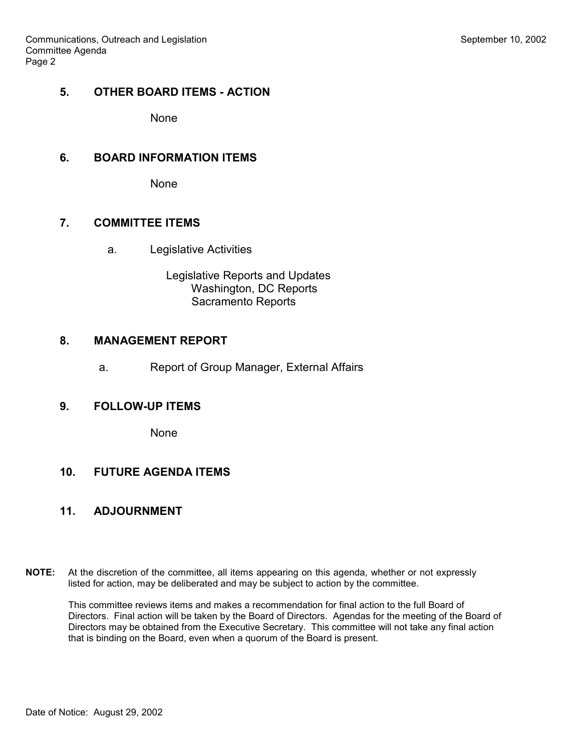## 5. OTHER BOARD ITEMS - ACTION

None

## 6. BOARD INFORMATION ITEMS

None

## 7. COMMITTEE ITEMS

a. Legislative Activities

Legislative Reports and Updates
- Washington, DC Reports
- Sacramento Reports

## 8. MANAGEMENT REPORT

a. Report of Group Manager, External Affairs

## 9. FOLLOW-UP ITEMS

None

## 10. FUTURE AGENDA ITEMS

## 11. ADJOURNMENT

**NOTE:** At the discretion of the committee, all items appearing on this agenda, whether or not expressly listed for action, may be deliberated and may be subject to action by the committee.

This committee reviews items and makes a recommendation for final action to the full Board of Directors. Final action will be taken by the Board of Directors. Agendas for the meeting of the Board of Directors may be obtained from the Executive Secretary. This committee will not take any final action that is binding on the Board, even when a quorum of the Board is present.

Date of Notice: August 29, 2002